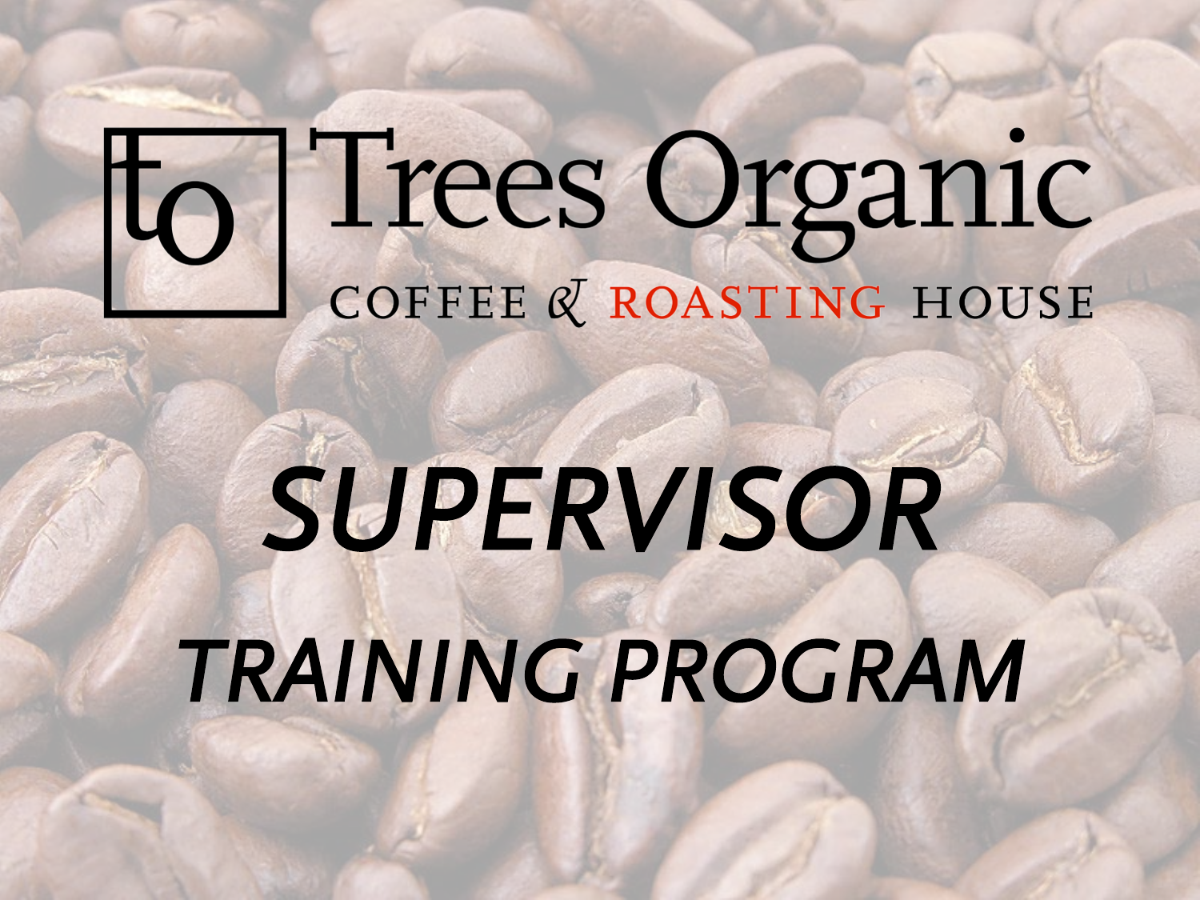# Trees Organic

COFFEE & ROASTING HOUSE

# *SUPERVISOR*

## *TRAINING PROGRAM*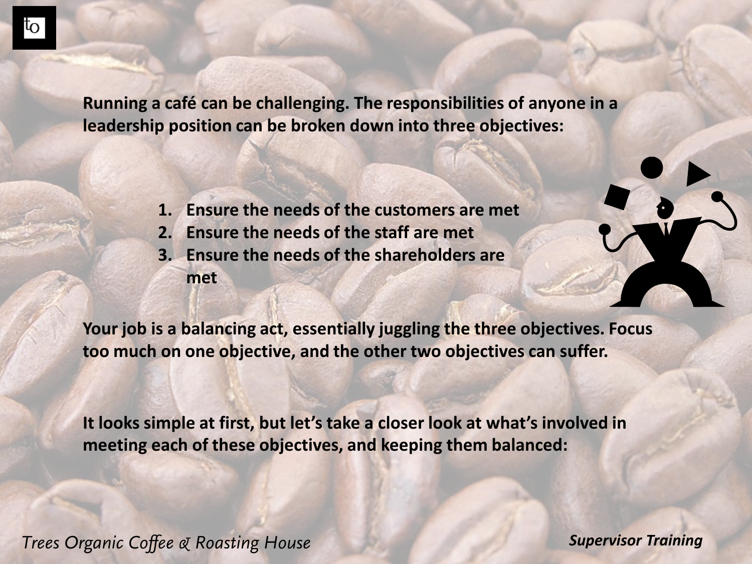**Running a café can be challenging. The responsibilities of anyone in a leadership position can be broken down into three objectives:**

1. **Ensure the needs of the customers are met**
2. **Ensure the needs of the staff are met**
3. **Ensure the needs of the shareholders are met**

**Your job is a balancing act, essentially juggling the three objectives. Focus too much on one objective, and the other two objectives can suffer.**

**It looks simple at first, but let's take a closer look at what's involved in meeting each of these objectives, and keeping them balanced:**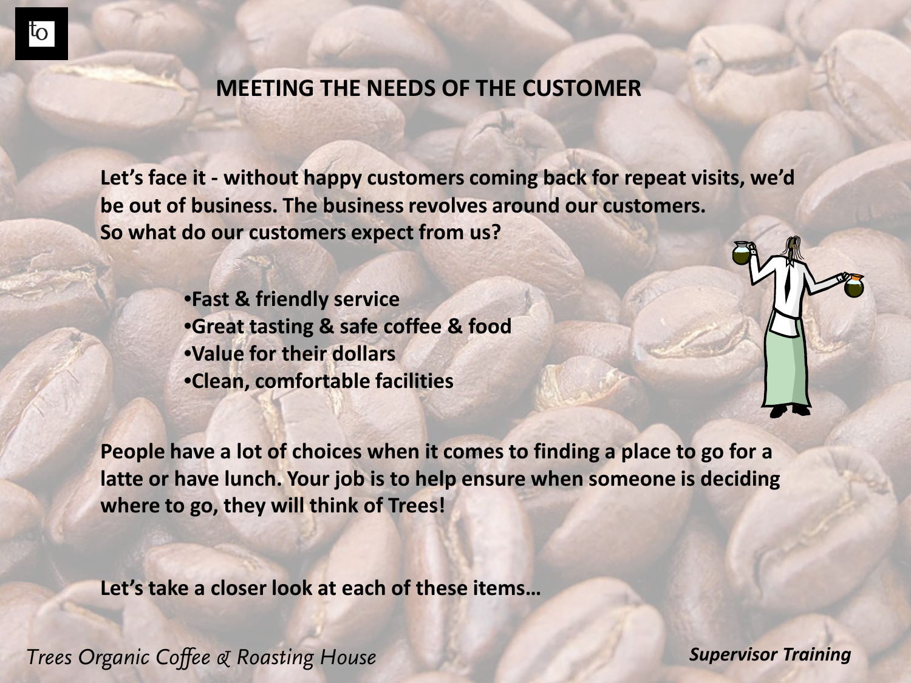## MEETING THE NEEDS OF THE CUSTOMER

**Let's face it - without happy customers coming back for repeat visits, we'd be out of business. The business revolves around our customers. So what do our customers expect from us?**

- **Fast & friendly service**
- **Great tasting & safe coffee & food**
- **Value for their dollars**
- **Clean, comfortable facilities**

**People have a lot of choices when it comes to finding a place to go for a latte or have lunch. Your job is to help ensure when someone is deciding where to go, they will think of Trees!**

**Let's take a closer look at each of these items…**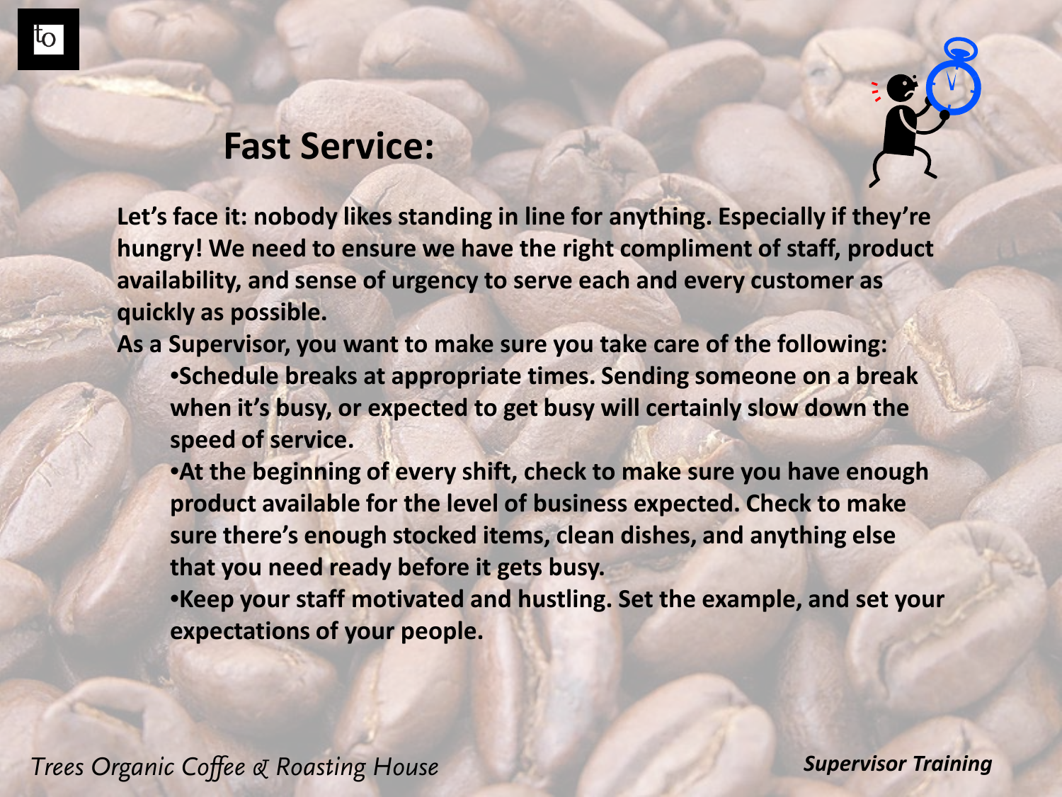# Fast Service:

**Let's face it: nobody likes standing in line for anything. Especially if they're hungry! We need to ensure we have the right compliment of staff, product availability, and sense of urgency to serve each and every customer as quickly as possible.**

**As a Supervisor, you want to make sure you take care of the following:**

- **Schedule breaks at appropriate times. Sending someone on a break when it's busy, or expected to get busy will certainly slow down the speed of service.**
- **At the beginning of every shift, check to make sure you have enough product available for the level of business expected. Check to make sure there's enough stocked items, clean dishes, and anything else that you need ready before it gets busy.**
- **Keep your staff motivated and hustling. Set the example, and set your expectations of your people.**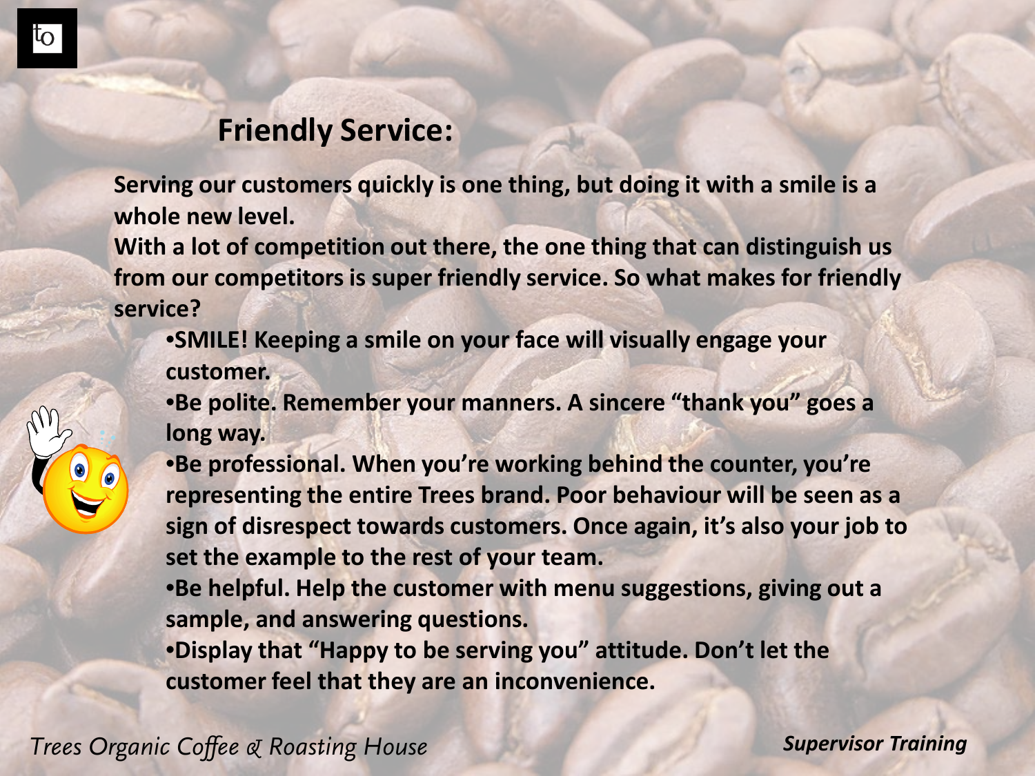## Friendly Service:

**Serving our customers quickly is one thing, but doing it with a smile is a whole new level.**
**With a lot of competition out there, the one thing that can distinguish us from our competitors is super friendly service. So what makes for friendly service?**

- **SMILE! Keeping a smile on your face will visually engage your customer.**
- **Be polite. Remember your manners. A sincere "thank you" goes a long way.**
- **Be professional. When you're working behind the counter, you're representing the entire Trees brand. Poor behaviour will be seen as a sign of disrespect towards customers. Once again, it's also your job to set the example to the rest of your team.**
- **Be helpful. Help the customer with menu suggestions, giving out a sample, and answering questions.**
- **Display that "Happy to be serving you" attitude. Don't let the customer feel that they are an inconvenience.**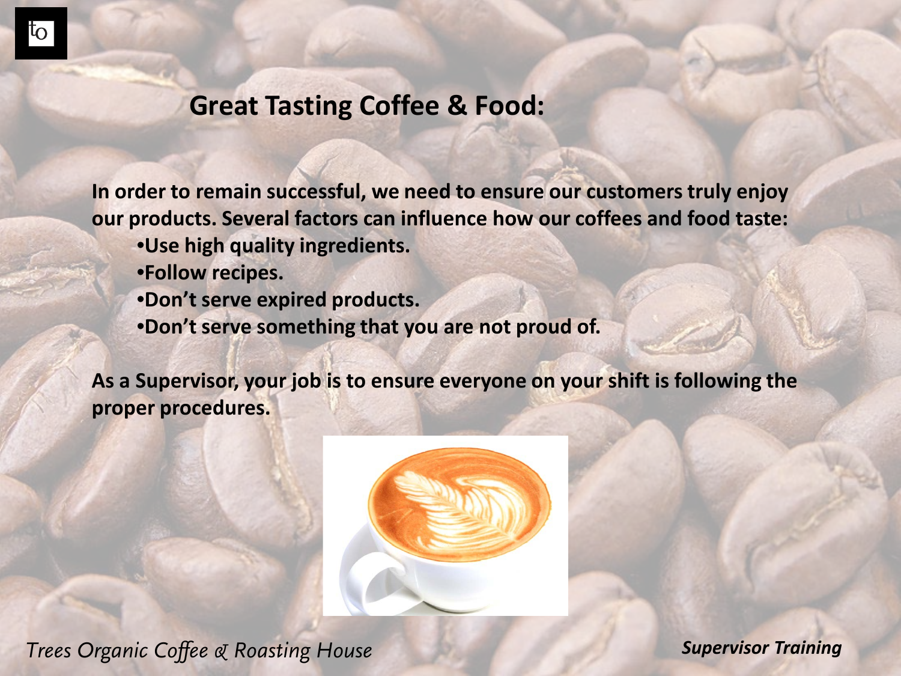## Great Tasting Coffee & Food:

**In order to remain successful, we need to ensure our customers truly enjoy our products. Several factors can influence how our coffees and food taste:**

- **Use high quality ingredients.**
- **Follow recipes.**
- **Don't serve expired products.**
- **Don't serve something that you are not proud of.**

**As a Supervisor, your job is to ensure everyone on your shift is following the proper procedures.**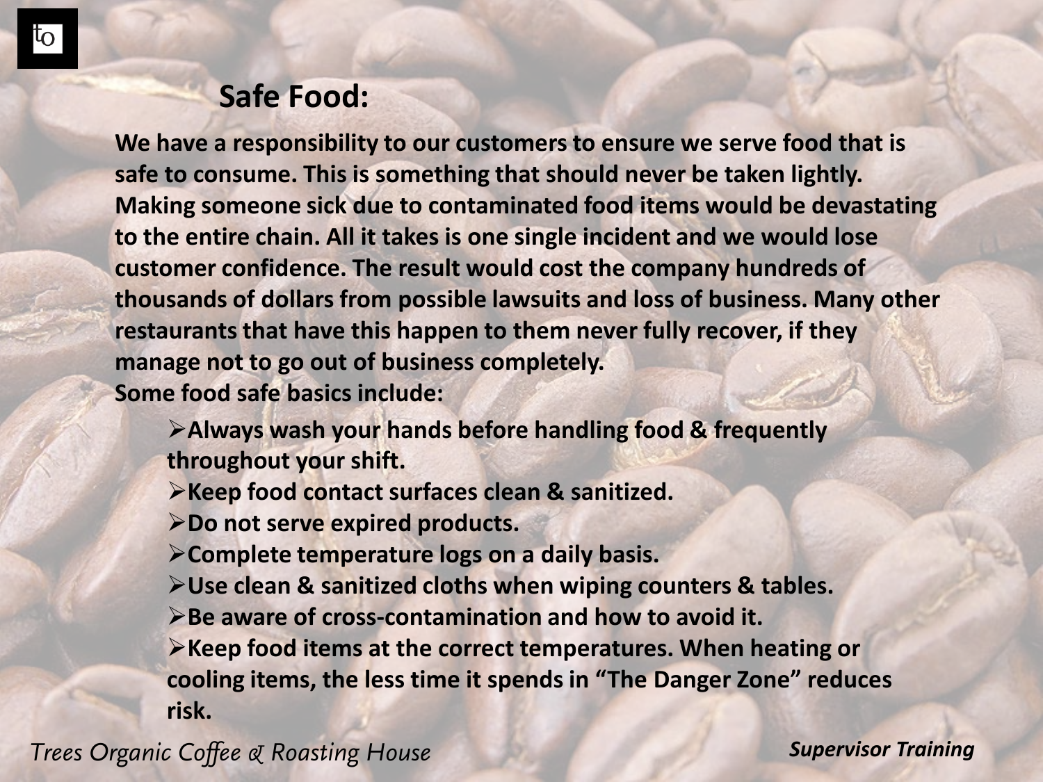## Safe Food:

**We have a responsibility to our customers to ensure we serve food that is safe to consume. This is something that should never be taken lightly. Making someone sick due to contaminated food items would be devastating to the entire chain. All it takes is one single incident and we would lose customer confidence. The result would cost the company hundreds of thousands of dollars from possible lawsuits and loss of business. Many other restaurants that have this happen to them never fully recover, if they manage not to go out of business completely.**

**Some food safe basics include:**

- **Always wash your hands before handling food & frequently throughout your shift.**
- **Keep food contact surfaces clean & sanitized.**
- **Do not serve expired products.**
- **Complete temperature logs on a daily basis.**
- **Use clean & sanitized cloths when wiping counters & tables.**
- **Be aware of cross-contamination and how to avoid it.**
- **Keep food items at the correct temperatures. When heating or cooling items, the less time it spends in "The Danger Zone" reduces risk.**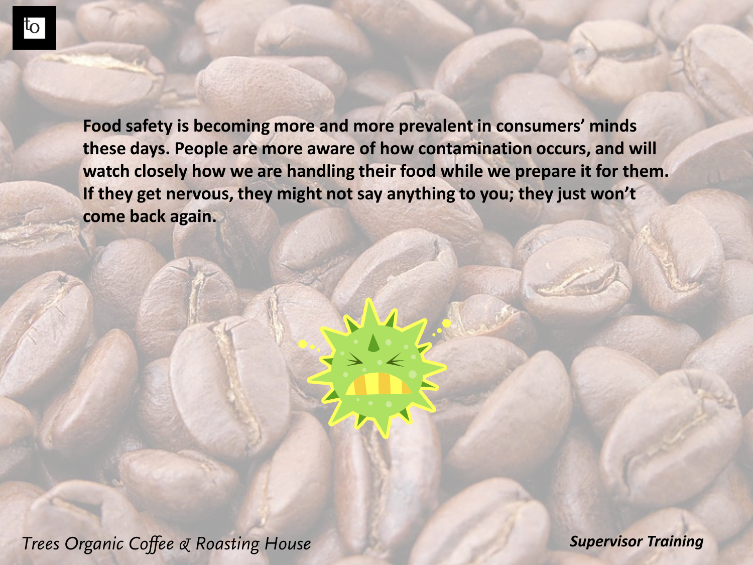**Food safety is becoming more and more prevalent in consumers' minds these days. People are more aware of how contamination occurs, and will watch closely how we are handling their food while we prepare it for them. If they get nervous, they might not say anything to you; they just won't come back again.**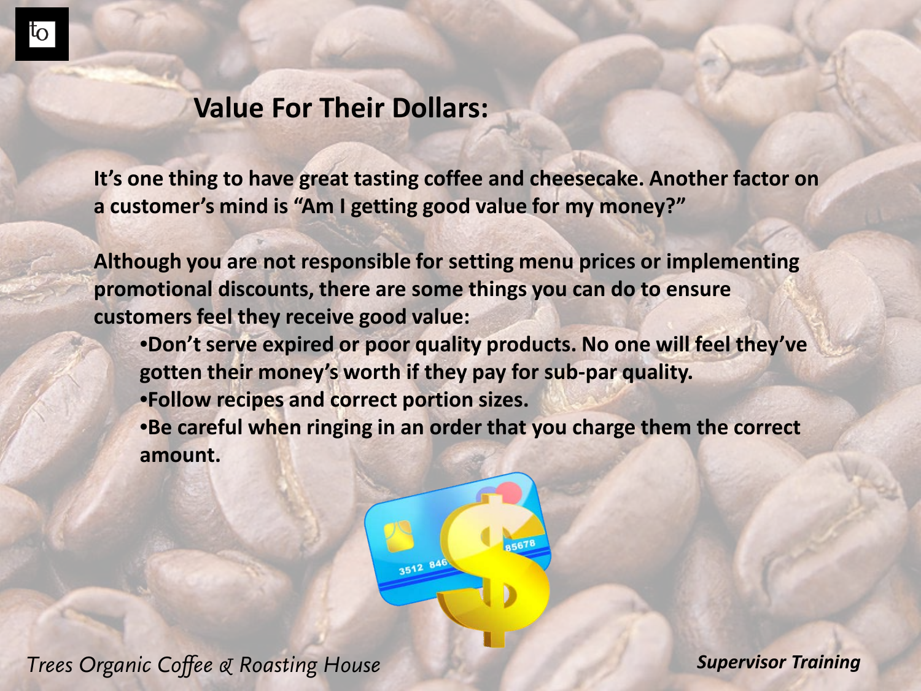## Value For Their Dollars:

It's one thing to have great tasting coffee and cheesecake. Another factor on a customer's mind is "Am I getting good value for my money?"

Although you are not responsible for setting menu prices or implementing promotional discounts, there are some things you can do to ensure customers feel they receive good value:

- Don't serve expired or poor quality products. No one will feel they've gotten their money's worth if they pay for sub-par quality.
- Follow recipes and correct portion sizes.
- Be careful when ringing in an order that you charge them the correct amount.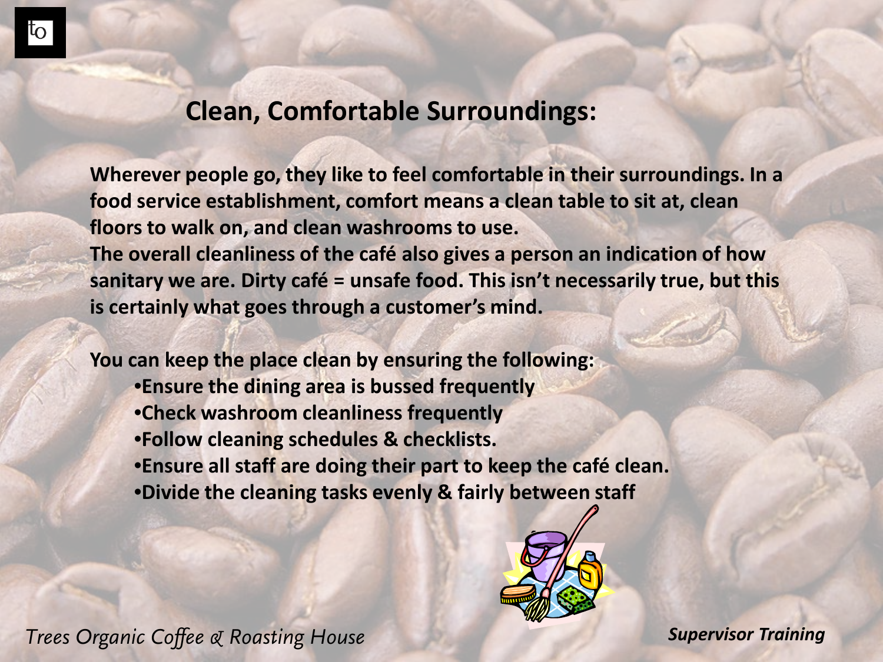## Clean, Comfortable Surroundings:

Wherever people go, they like to feel comfortable in their surroundings. In a food service establishment, comfort means a clean table to sit at, clean floors to walk on, and clean washrooms to use.
The overall cleanliness of the café also gives a person an indication of how sanitary we are. Dirty café = unsafe food. This isn't necessarily true, but this is certainly what goes through a customer's mind.

You can keep the place clean by ensuring the following:

- Ensure the dining area is bussed frequently
- Check washroom cleanliness frequently
- Follow cleaning schedules & checklists.
- Ensure all staff are doing their part to keep the café clean.
- Divide the cleaning tasks evenly & fairly between staff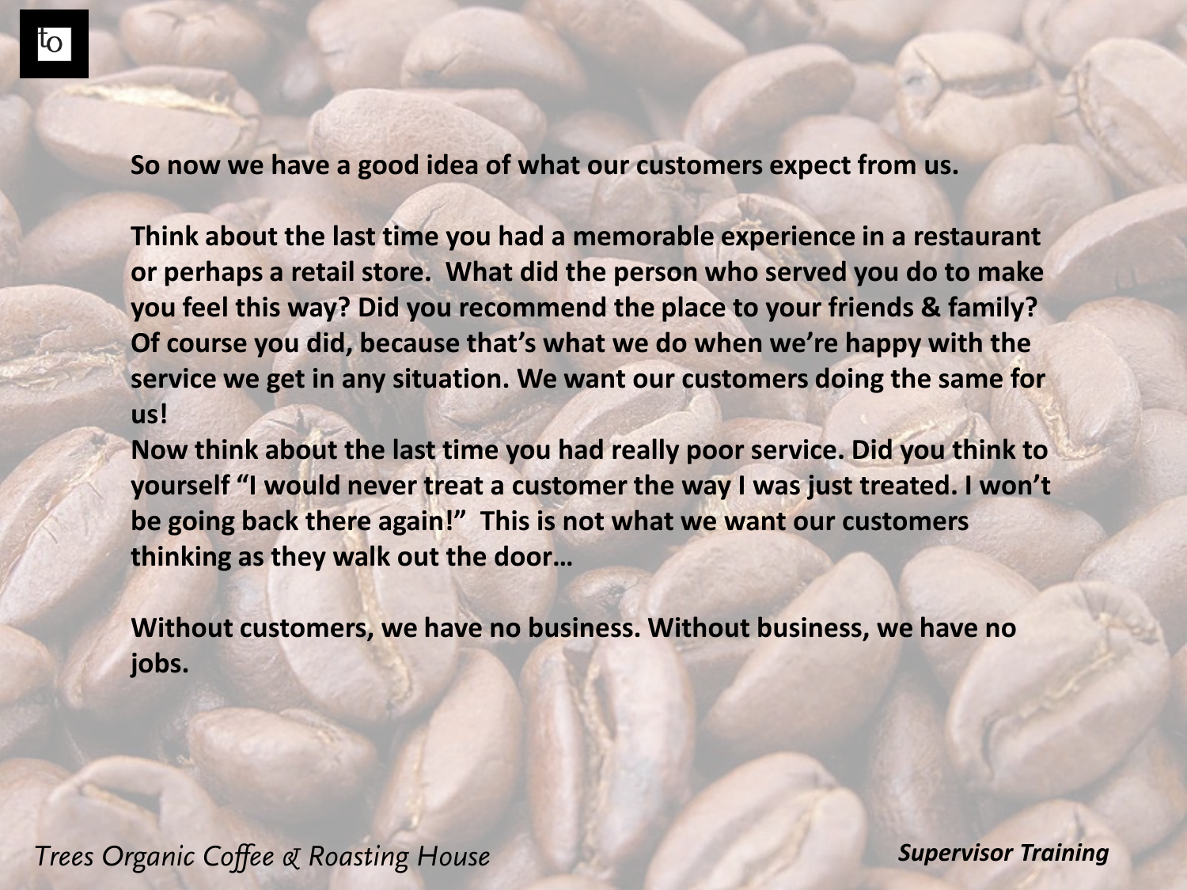**So now we have a good idea of what our customers expect from us.**

**Think about the last time you had a memorable experience in a restaurant or perhaps a retail store. What did the person who served you do to make you feel this way? Did you recommend the place to your friends & family? Of course you did, because that's what we do when we're happy with the service we get in any situation. We want our customers doing the same for us!**

**Now think about the last time you had really poor service. Did you think to yourself "I would never treat a customer the way I was just treated. I won't be going back there again!" This is not what we want our customers thinking as they walk out the door…**

**Without customers, we have no business. Without business, we have no jobs.**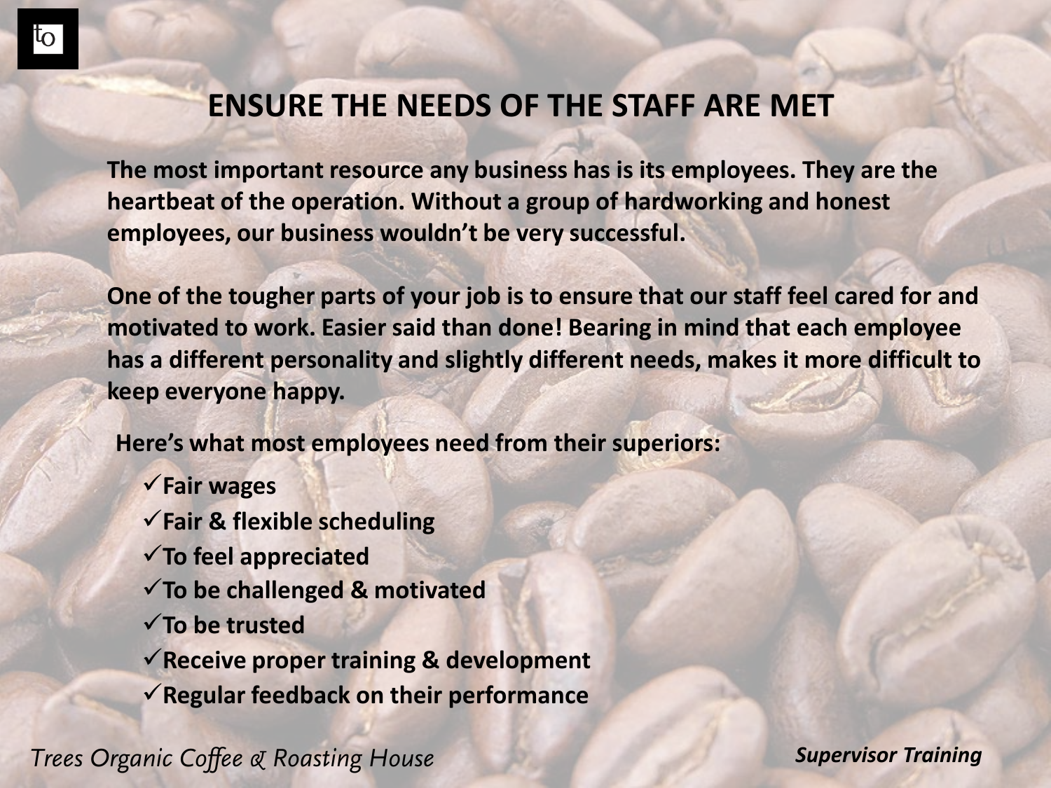# ENSURE THE NEEDS OF THE STAFF ARE MET

**The most important resource any business has is its employees. They are the heartbeat of the operation. Without a group of hardworking and honest employees, our business wouldn't be very successful.**

**One of the tougher parts of your job is to ensure that our staff feel cared for and motivated to work. Easier said than done! Bearing in mind that each employee has a different personality and slightly different needs, makes it more difficult to keep everyone happy.**

**Here's what most employees need from their superiors:**

- ✓ **Fair wages**
- ✓ **Fair & flexible scheduling**
- ✓ **To feel appreciated**
- ✓ **To be challenged & motivated**
- ✓ **To be trusted**
- ✓ **Receive proper training & development**
- ✓ **Regular feedback on their performance**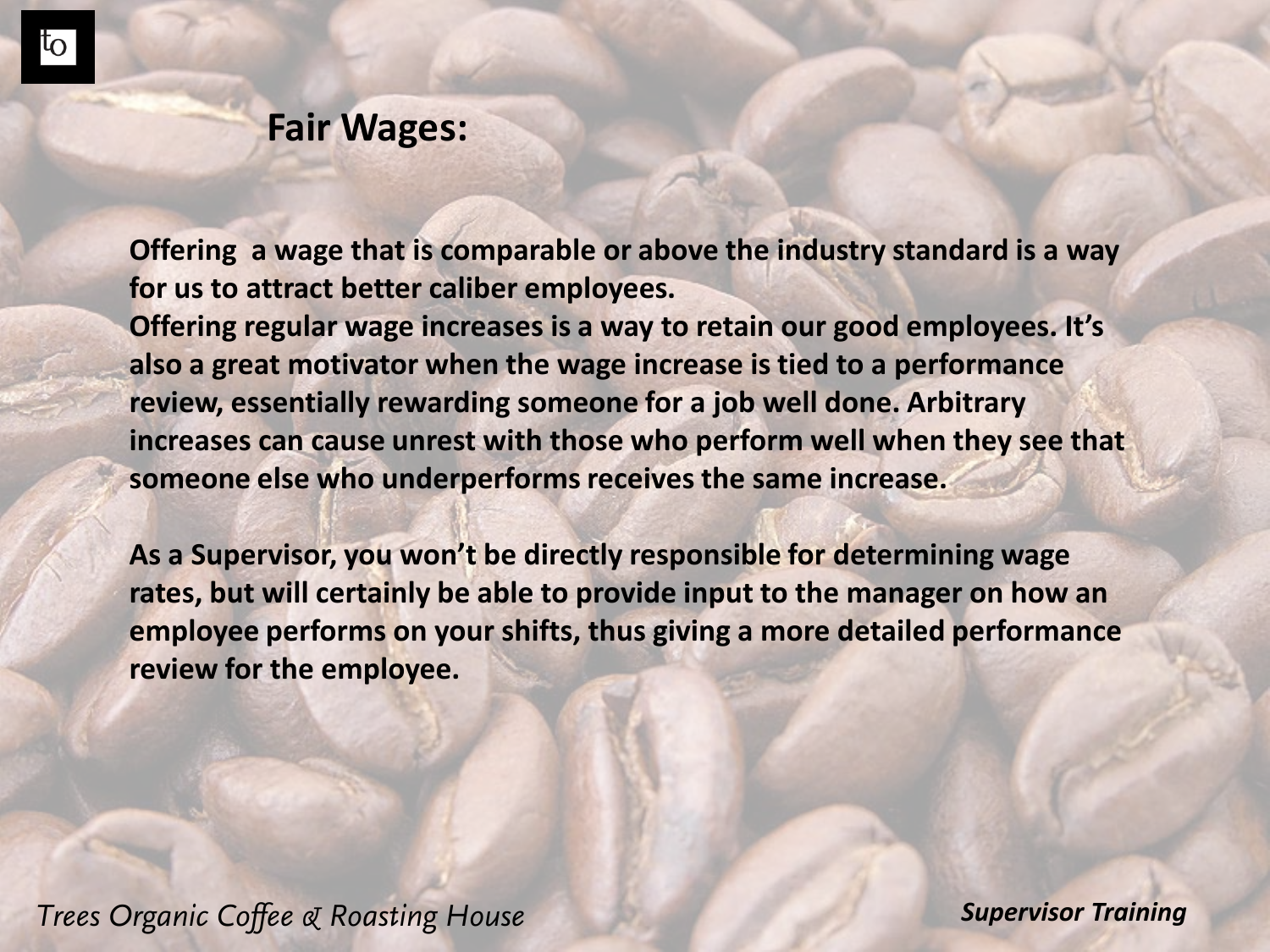## Fair Wages:

**Offering  a wage that is comparable or above the industry standard is a way for us to attract better caliber employees.**
**Offering regular wage increases is a way to retain our good employees. It's also a great motivator when the wage increase is tied to a performance review, essentially rewarding someone for a job well done. Arbitrary increases can cause unrest with those who perform well when they see that someone else who underperforms receives the same increase.**

**As a Supervisor, you won't be directly responsible for determining wage rates, but will certainly be able to provide input to the manager on how an employee performs on your shifts, thus giving a more detailed performance review for the employee.**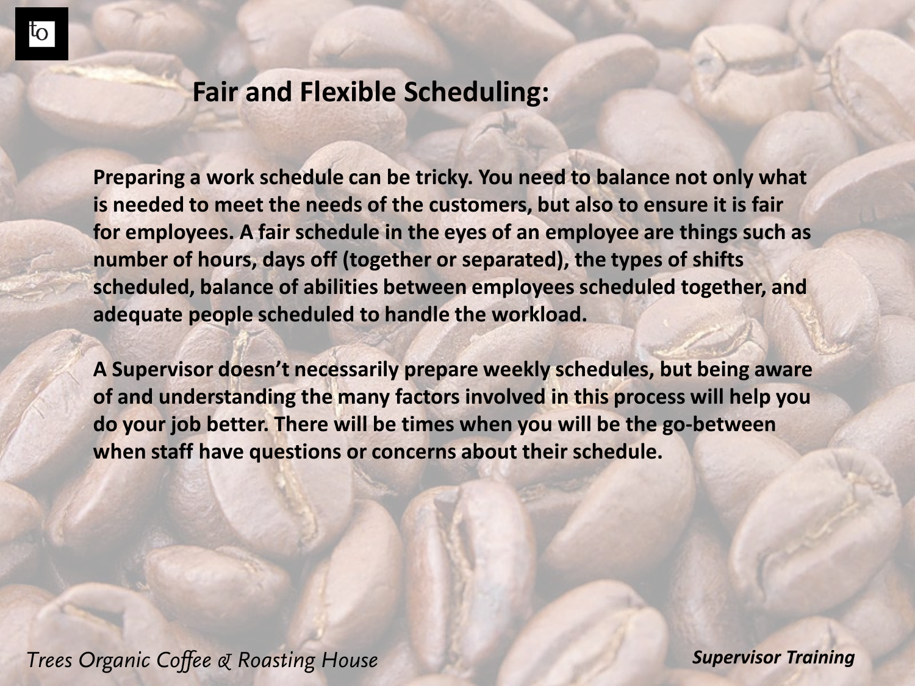## Fair and Flexible Scheduling:

**Preparing a work schedule can be tricky. You need to balance not only what is needed to meet the needs of the customers, but also to ensure it is fair for employees. A fair schedule in the eyes of an employee are things such as number of hours, days off (together or separated), the types of shifts scheduled, balance of abilities between employees scheduled together, and adequate people scheduled to handle the workload.**

**A Supervisor doesn't necessarily prepare weekly schedules, but being aware of and understanding the many factors involved in this process will help you do your job better. There will be times when you will be the go-between when staff have questions or concerns about their schedule.**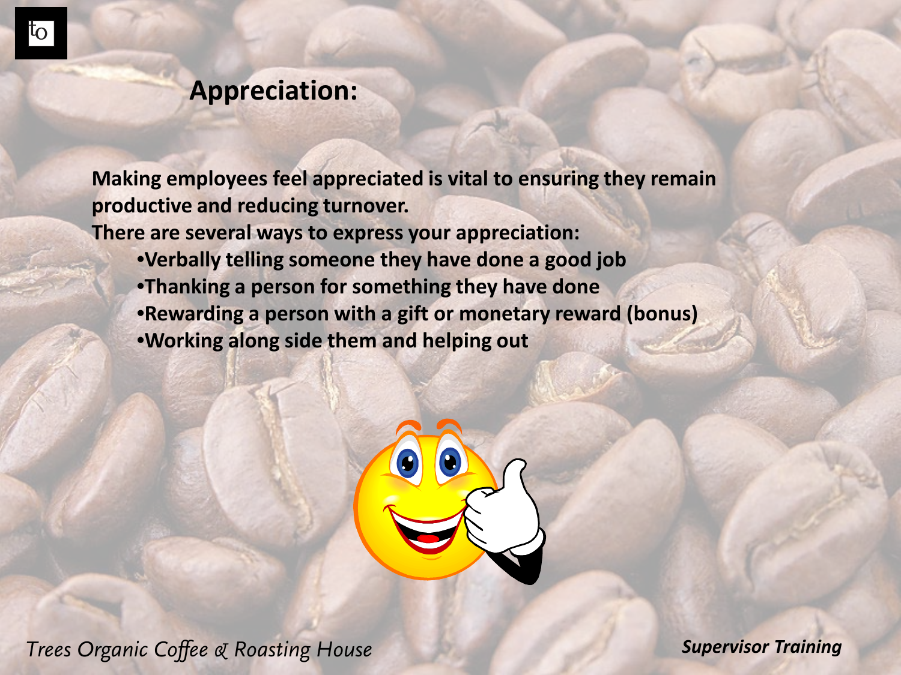## Appreciation:

Making employees feel appreciated is vital to ensuring they remain productive and reducing turnover.

There are several ways to express your appreciation:

- Verbally telling someone they have done a good job
- Thanking a person for something they have done
- Rewarding a person with a gift or monetary reward (bonus)
- Working along side them and helping out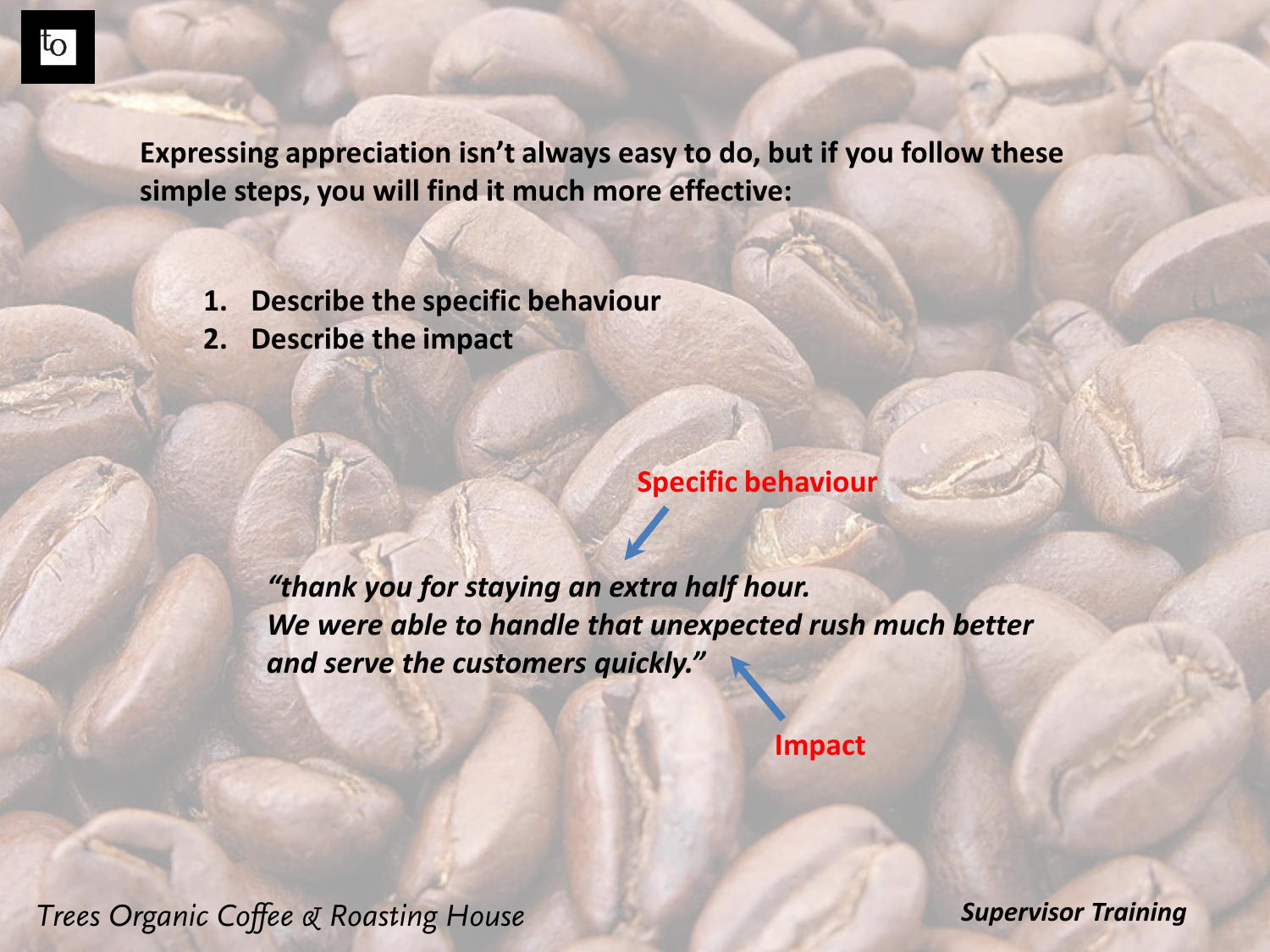**Expressing appreciation isn't always easy to do, but if you follow these simple steps, you will find it much more effective:**

1. **Describe the specific behaviour**
2. **Describe the impact**

**Specific behaviour**

***"thank you for staying an extra half hour.***
***We were able to handle that unexpected rush much better and serve the customers quickly."***

**Impact**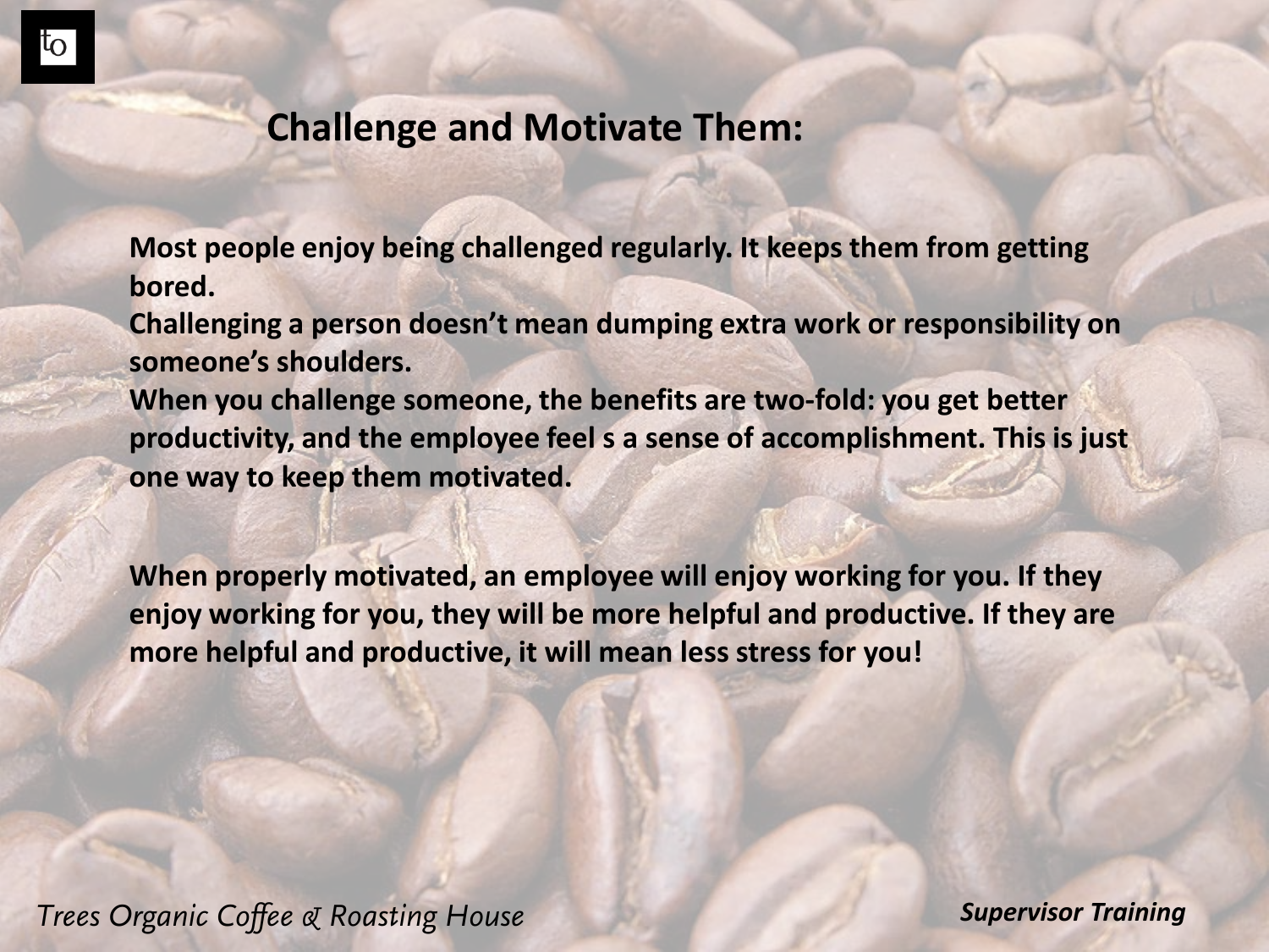## Challenge and Motivate Them:

**Most people enjoy being challenged regularly. It keeps them from getting bored.**
**Challenging a person doesn't mean dumping extra work or responsibility on someone's shoulders.**
**When you challenge someone, the benefits are two-fold: you get better productivity, and the employee feel s a sense of accomplishment. This is just one way to keep them motivated.**

**When properly motivated, an employee will enjoy working for you. If they enjoy working for you, they will be more helpful and productive. If they are more helpful and productive, it will mean less stress for you!**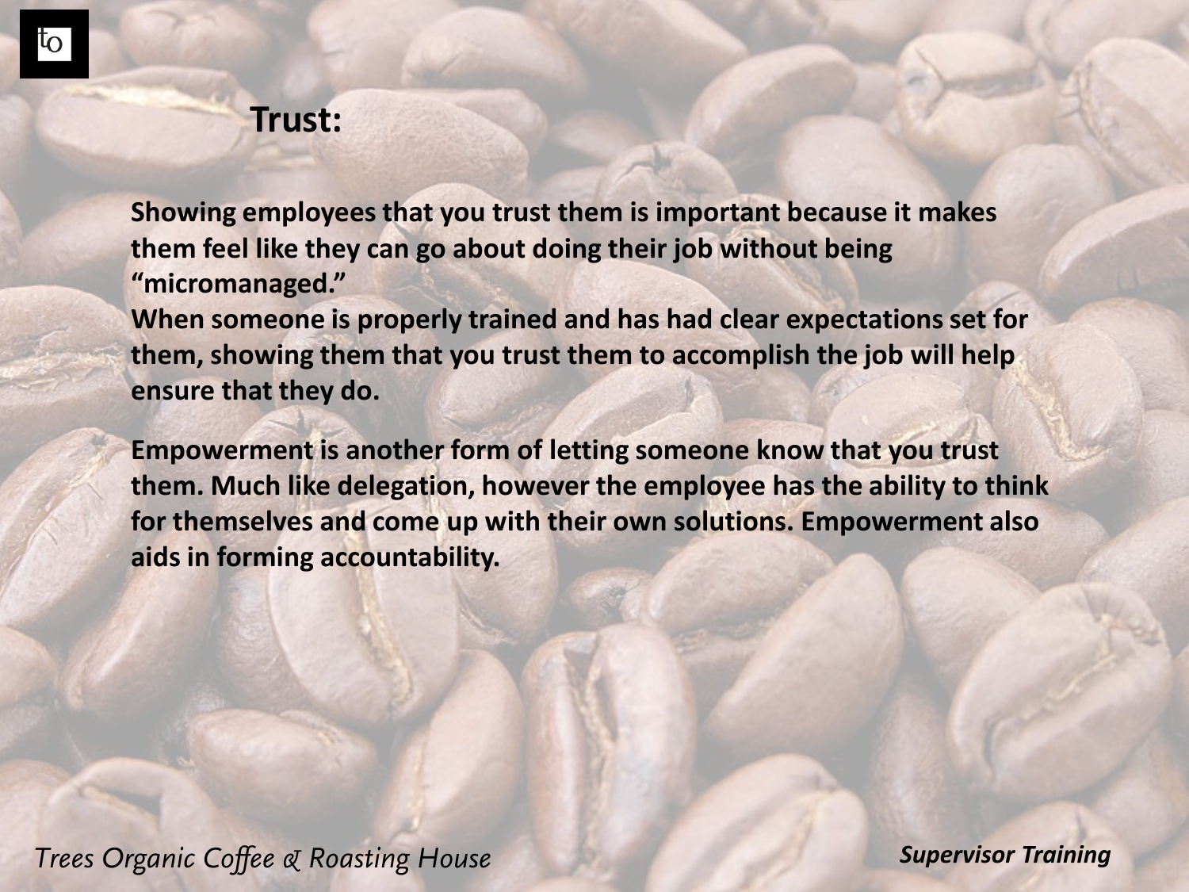## Trust:

**Showing employees that you trust them is important because it makes them feel like they can go about doing their job without being "micromanaged."**
**When someone is properly trained and has had clear expectations set for them, showing them that you trust them to accomplish the job will help ensure that they do.**

**Empowerment is another form of letting someone know that you trust them. Much like delegation, however the employee has the ability to think for themselves and come up with their own solutions. Empowerment also aids in forming accountability.**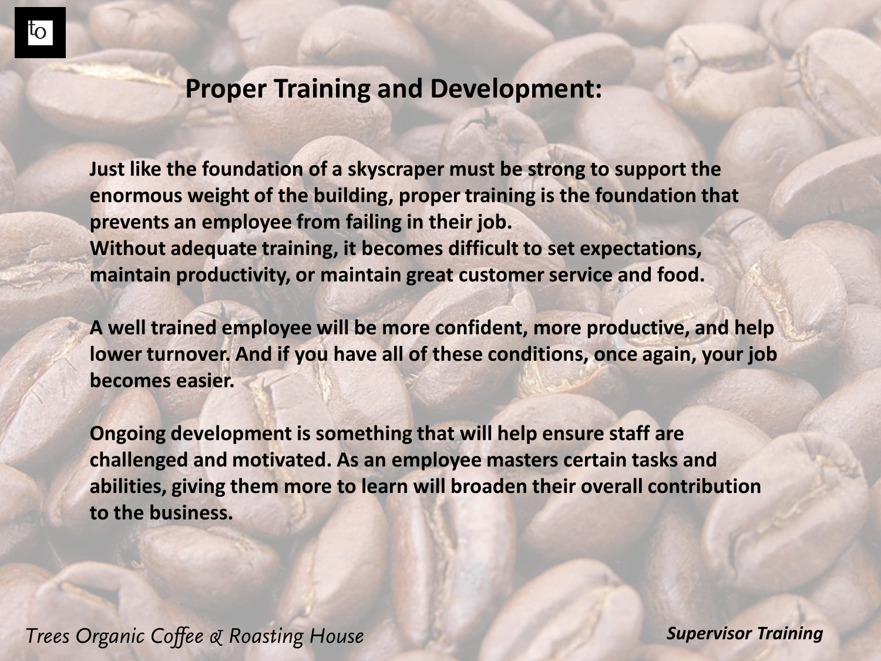## Proper Training and Development:

Just like the foundation of a skyscraper must be strong to support the enormous weight of the building, proper training is the foundation that prevents an employee from failing in their job.
Without adequate training, it becomes difficult to set expectations, maintain productivity, or maintain great customer service and food.

A well trained employee will be more confident, more productive, and help lower turnover. And if you have all of these conditions, once again, your job becomes easier.

Ongoing development is something that will help ensure staff are challenged and motivated. As an employee masters certain tasks and abilities, giving them more to learn will broaden their overall contribution to the business.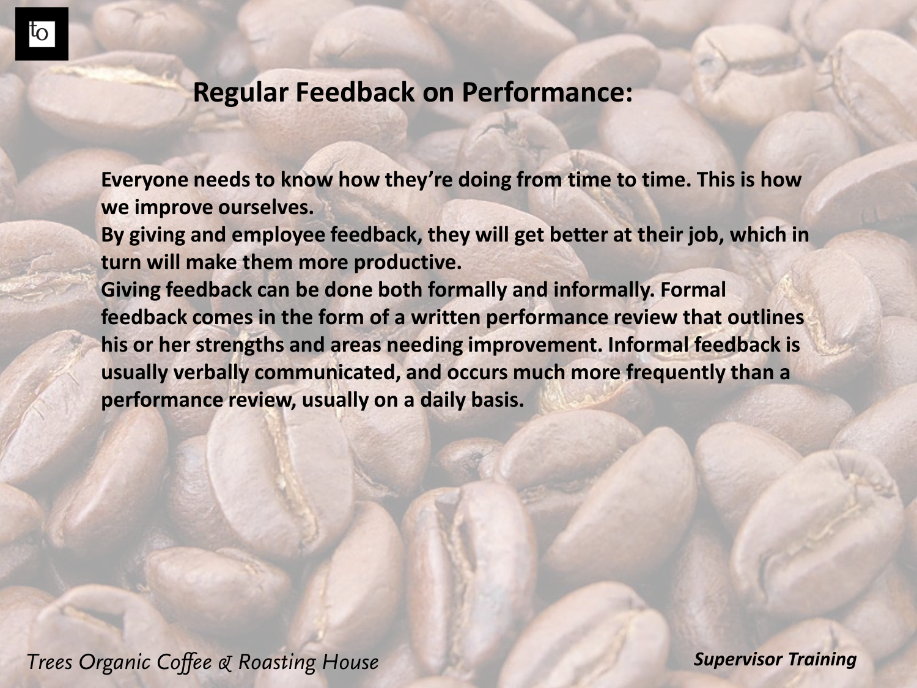## Regular Feedback on Performance:

Everyone needs to know how they're doing from time to time. This is how we improve ourselves.

By giving and employee feedback, they will get better at their job, which in turn will make them more productive.

Giving feedback can be done both formally and informally. Formal feedback comes in the form of a written performance review that outlines his or her strengths and areas needing improvement. Informal feedback is usually verbally communicated, and occurs much more frequently than a performance review, usually on a daily basis.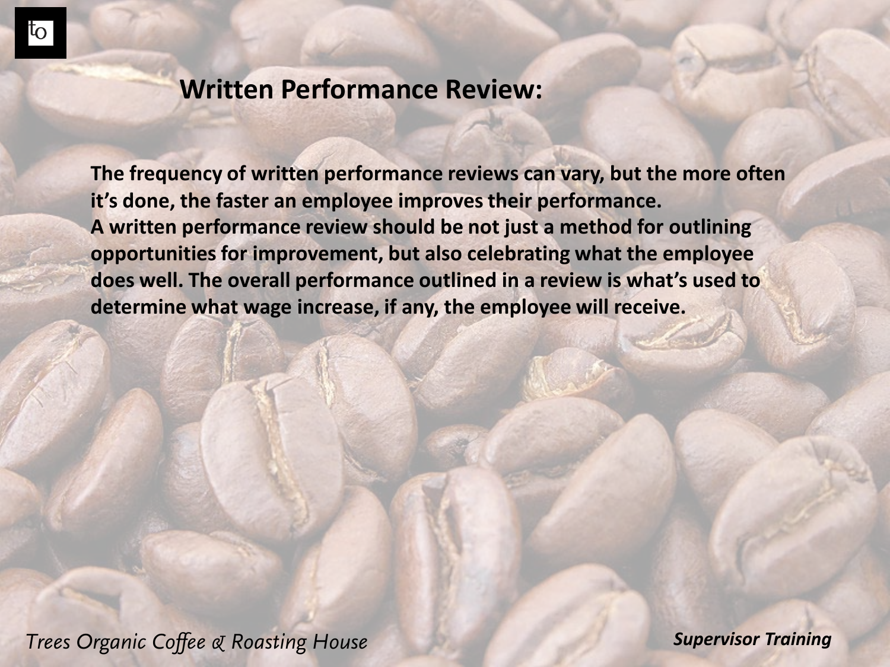## Written Performance Review:

**The frequency of written performance reviews can vary, but the more often it's done, the faster an employee improves their performance.**
**A written performance review should be not just a method for outlining opportunities for improvement, but also celebrating what the employee does well. The overall performance outlined in a review is what's used to determine what wage increase, if any, the employee will receive.**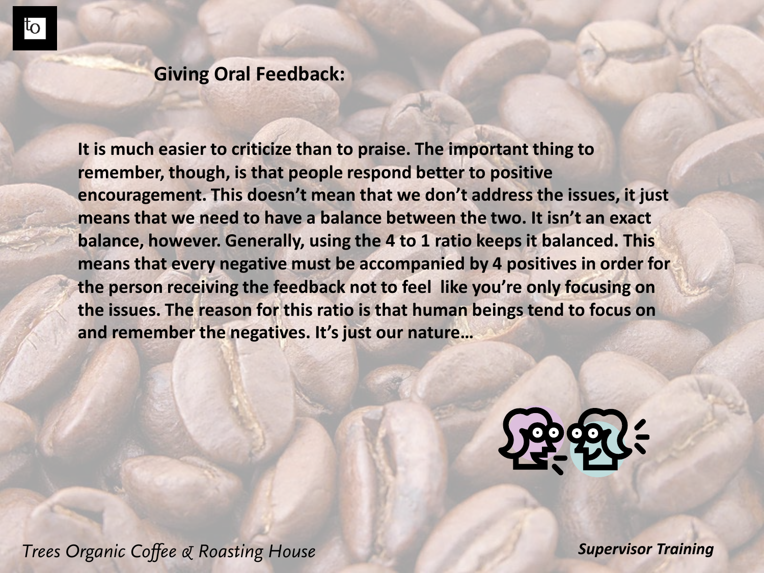## Giving Oral Feedback:

**It is much easier to criticize than to praise. The important thing to remember, though, is that people respond better to positive encouragement. This doesn't mean that we don't address the issues, it just means that we need to have a balance between the two. It isn't an exact balance, however. Generally, using the 4 to 1 ratio keeps it balanced. This means that every negative must be accompanied by 4 positives in order for the person receiving the feedback not to feel like you're only focusing on the issues. The reason for this ratio is that human beings tend to focus on and remember the negatives. It's just our nature…**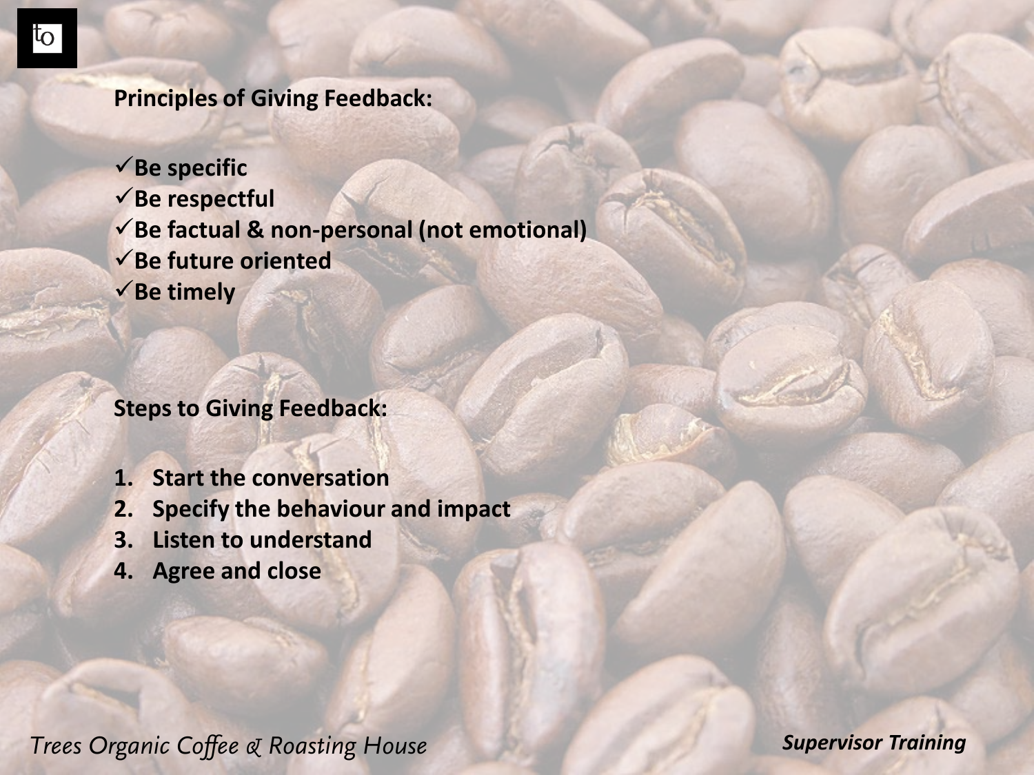**Principles of Giving Feedback:**

- ✓ **Be specific**
- ✓ **Be respectful**
- ✓ **Be factual & non-personal (not emotional)**
- ✓ **Be future oriented**
- ✓ **Be timely**

**Steps to Giving Feedback:**

1. **Start the conversation**
2. **Specify the behaviour and impact**
3. **Listen to understand**
4. **Agree and close**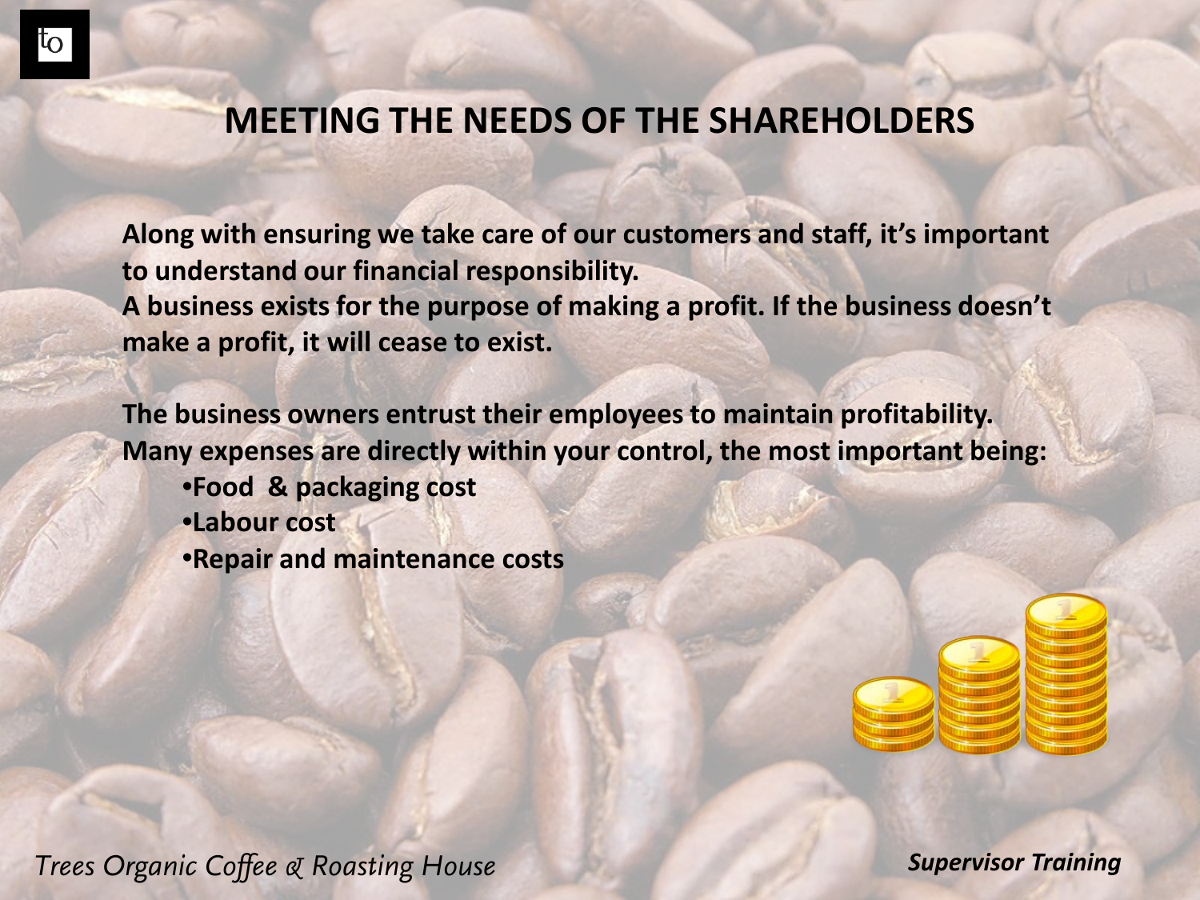# MEETING THE NEEDS OF THE SHAREHOLDERS

**Along with ensuring we take care of our customers and staff, it's important to understand our financial responsibility.**
**A business exists for the purpose of making a profit. If the business doesn't make a profit, it will cease to exist.**

**The business owners entrust their employees to maintain profitability.**
**Many expenses are directly within your control, the most important being:**

- **Food & packaging cost**
- **Labour cost**
- **Repair and maintenance costs**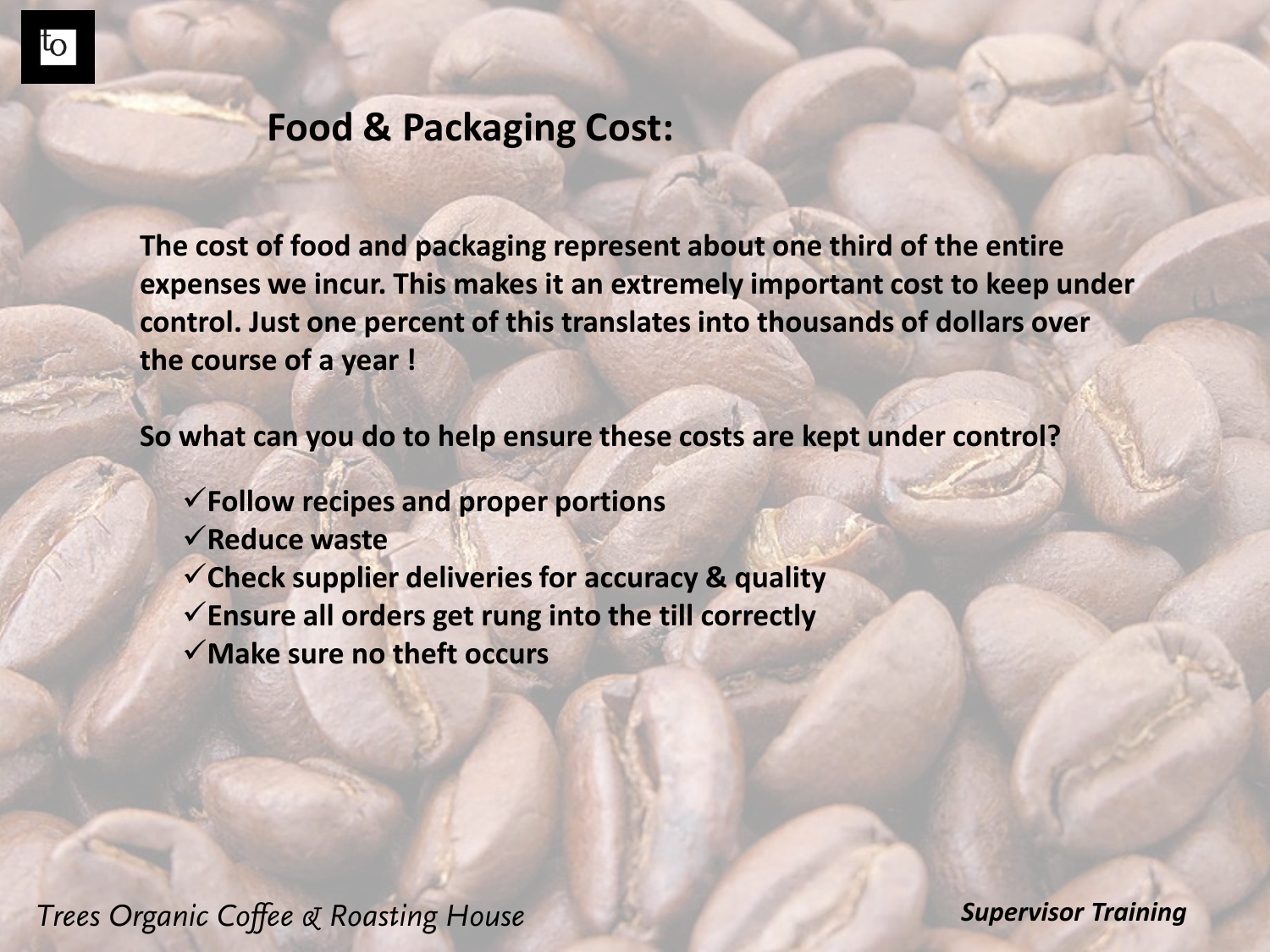## Food & Packaging Cost:

**The cost of food and packaging represent about one third of the entire expenses we incur. This makes it an extremely important cost to keep under control. Just one percent of this translates into thousands of dollars over the course of a year !**

**So what can you do to help ensure these costs are kept under control?**

- ✓ **Follow recipes and proper portions**
- ✓ **Reduce waste**
- ✓ **Check supplier deliveries for accuracy & quality**
- ✓ **Ensure all orders get rung into the till correctly**
- ✓ **Make sure no theft occurs**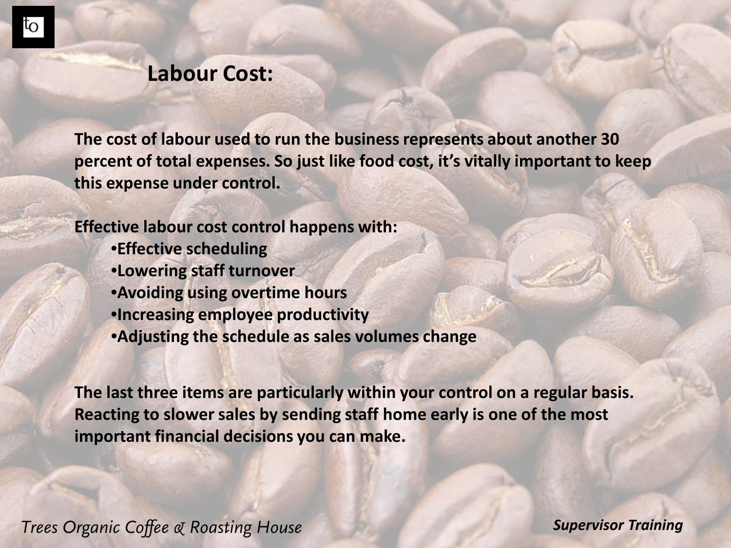## Labour Cost:

**The cost of labour used to run the business represents about another 30 percent of total expenses. So just like food cost, it's vitally important to keep this expense under control.**

**Effective labour cost control happens with:**

- **Effective scheduling**
- **Lowering staff turnover**
- **Avoiding using overtime hours**
- **Increasing employee productivity**
- **Adjusting the schedule as sales volumes change**

**The last three items are particularly within your control on a regular basis. Reacting to slower sales by sending staff home early is one of the most important financial decisions you can make.**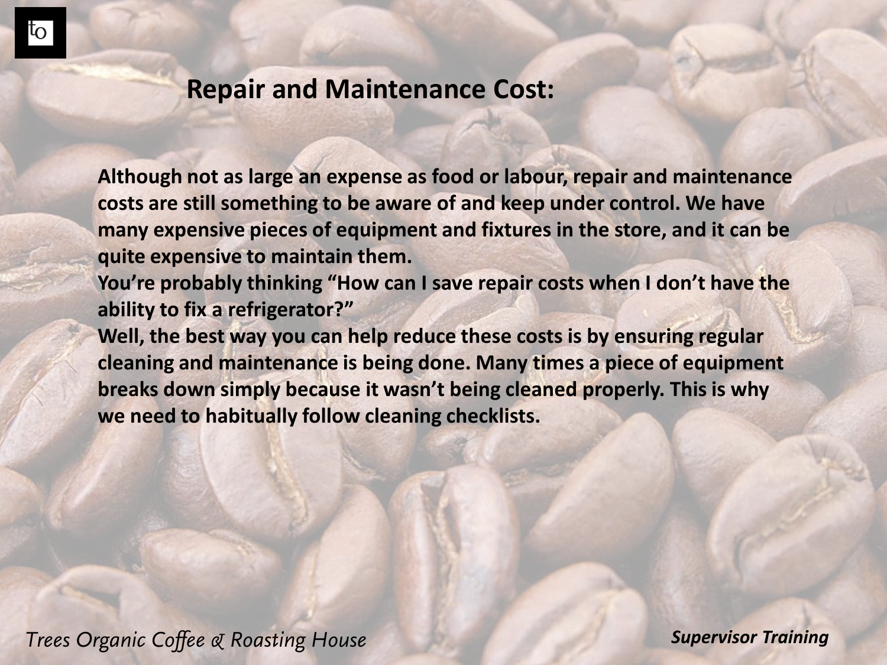## Repair and Maintenance Cost:

**Although not as large an expense as food or labour, repair and maintenance costs are still something to be aware of and keep under control. We have many expensive pieces of equipment and fixtures in the store, and it can be quite expensive to maintain them.**

**You're probably thinking "How can I save repair costs when I don't have the ability to fix a refrigerator?"**

**Well, the best way you can help reduce these costs is by ensuring regular cleaning and maintenance is being done. Many times a piece of equipment breaks down simply because it wasn't being cleaned properly. This is why we need to habitually follow cleaning checklists.**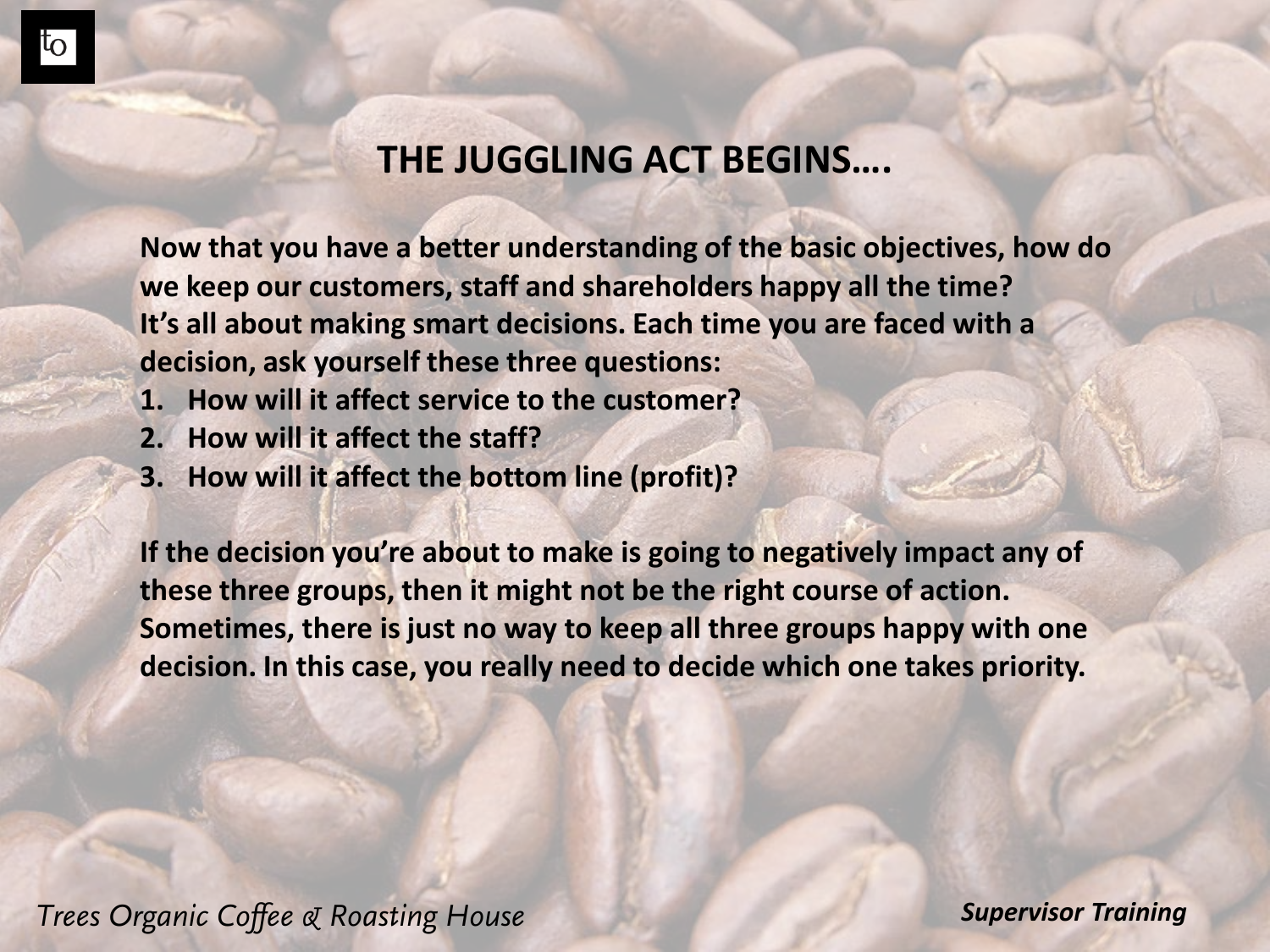## THE JUGGLING ACT BEGINS….

**Now that you have a better understanding of the basic objectives, how do we keep our customers, staff and shareholders happy all the time? It's all about making smart decisions. Each time you are faced with a decision, ask yourself these three questions:**

1. **How will it affect service to the customer?**
2. **How will it affect the staff?**
3. **How will it affect the bottom line (profit)?**

**If the decision you're about to make is going to negatively impact any of these three groups, then it might not be the right course of action. Sometimes, there is just no way to keep all three groups happy with one decision. In this case, you really need to decide which one takes priority.**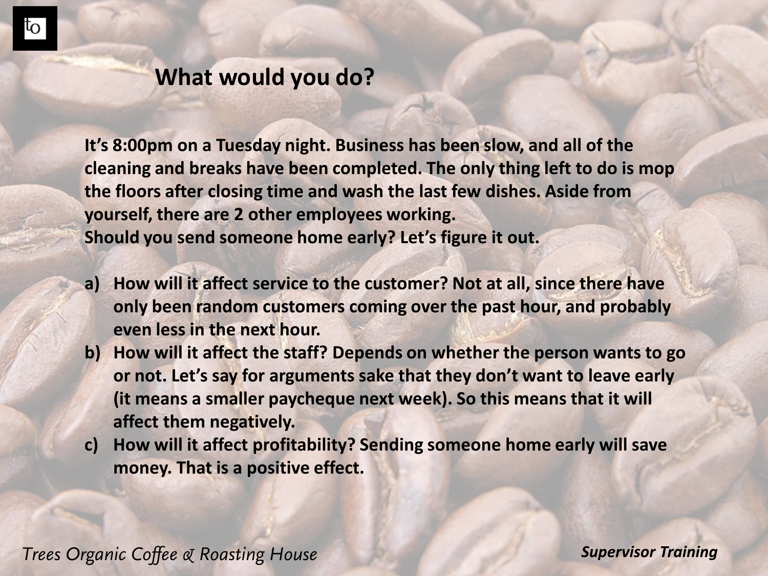## What would you do?

**It's 8:00pm on a Tuesday night. Business has been slow, and all of the cleaning and breaks have been completed. The only thing left to do is mop the floors after closing time and wash the last few dishes. Aside from yourself, there are 2 other employees working.**
**Should you send someone home early? Let's figure it out.**

a) **How will it affect service to the customer? Not at all, since there have only been random customers coming over the past hour, and probably even less in the next hour.**
b) **How will it affect the staff? Depends on whether the person wants to go or not. Let's say for arguments sake that they don't want to leave early (it means a smaller paycheque next week). So this means that it will affect them negatively.**
c) **How will it affect profitability? Sending someone home early will save money. That is a positive effect.**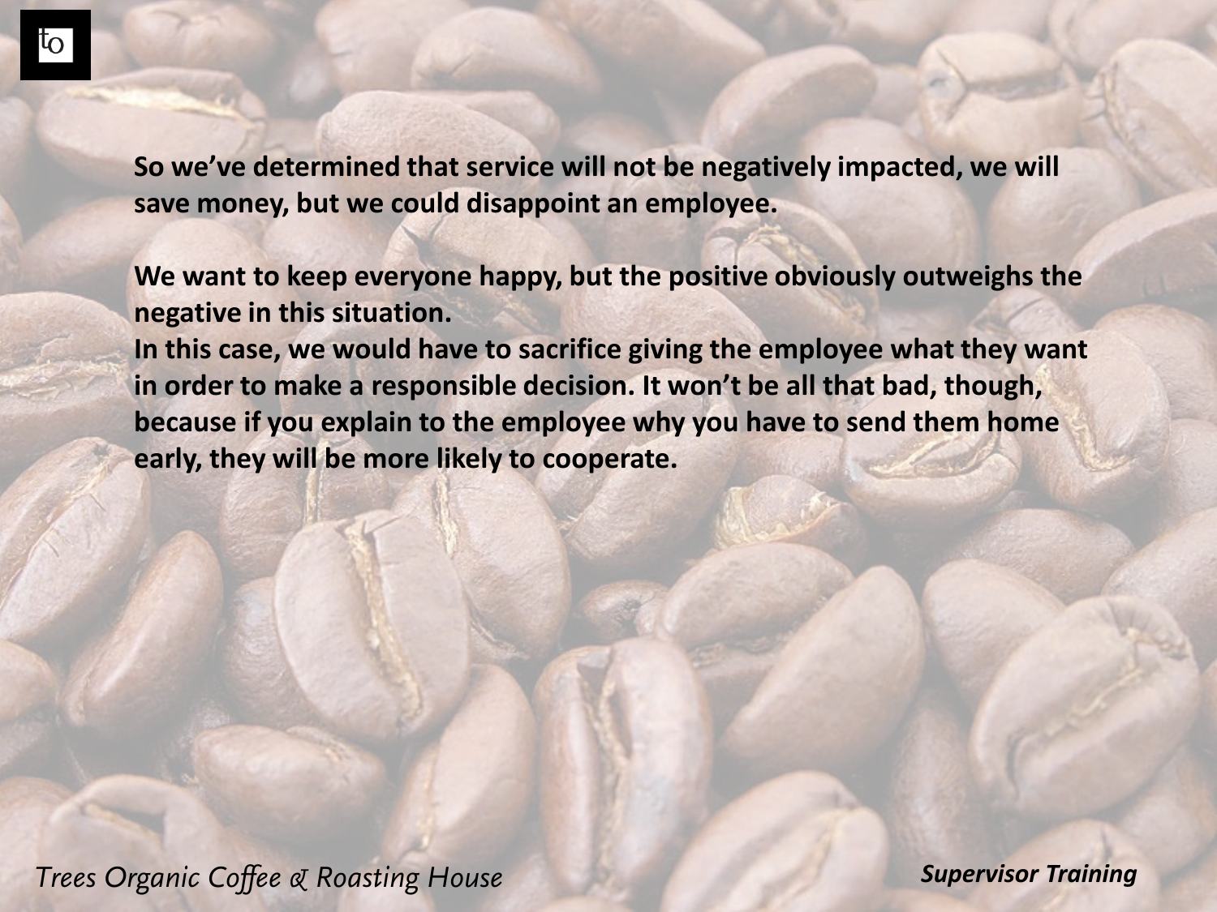**So we've determined that service will not be negatively impacted, we will save money, but we could disappoint an employee.**

**We want to keep everyone happy, but the positive obviously outweighs the negative in this situation.**
**In this case, we would have to sacrifice giving the employee what they want in order to make a responsible decision. It won't be all that bad, though, because if you explain to the employee why you have to send them home early, they will be more likely to cooperate.**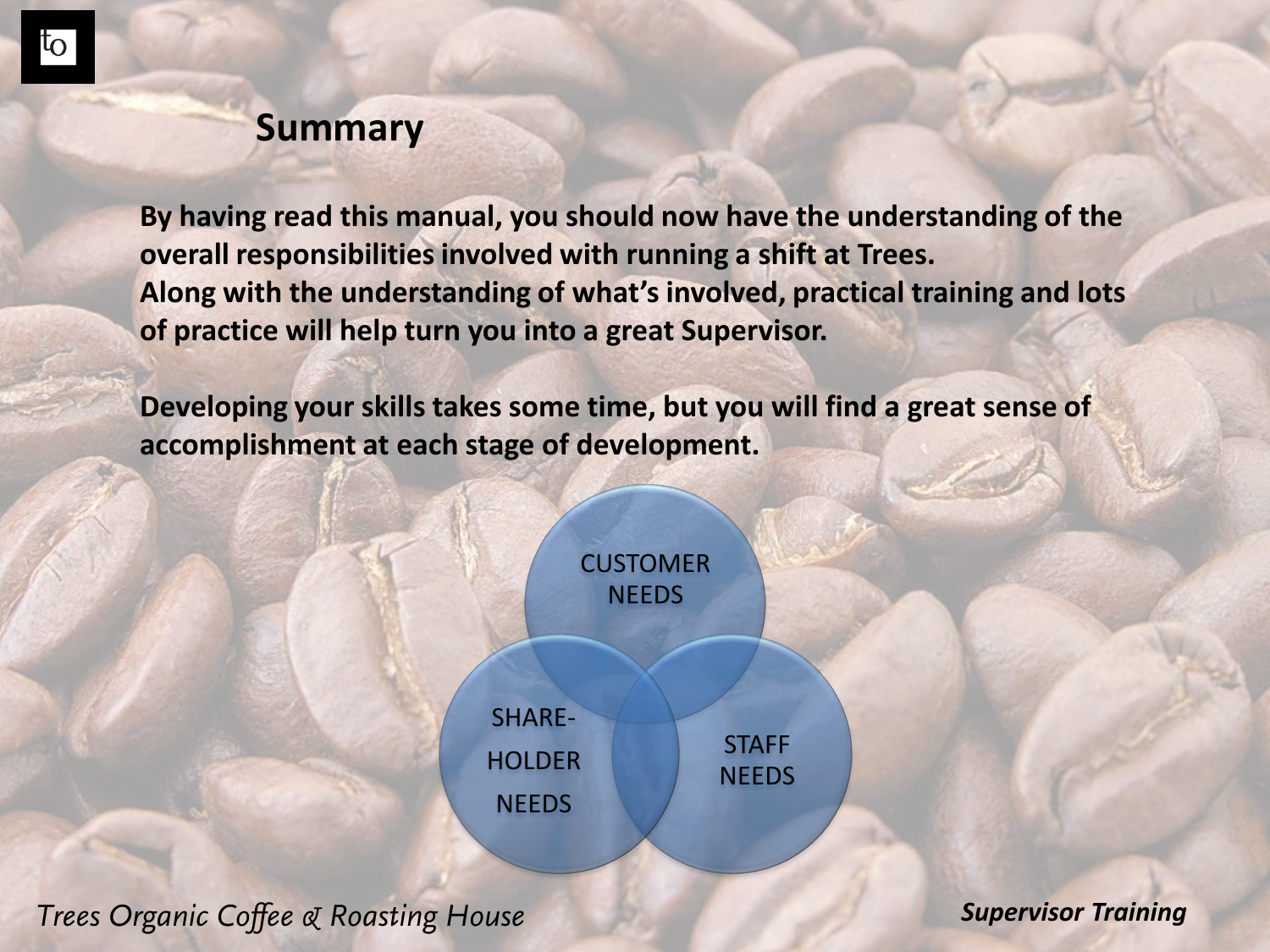## Summary

**By having read this manual, you should now have the understanding of the overall responsibilities involved with running a shift at Trees.**
**Along with the understanding of what's involved, practical training and lots of practice will help turn you into a great Supervisor.**

**Developing your skills takes some time, but you will find a great sense of accomplishment at each stage of development.**

CUSTOMER NEEDS

SHARE-HOLDER NEEDS

STAFF NEEDS